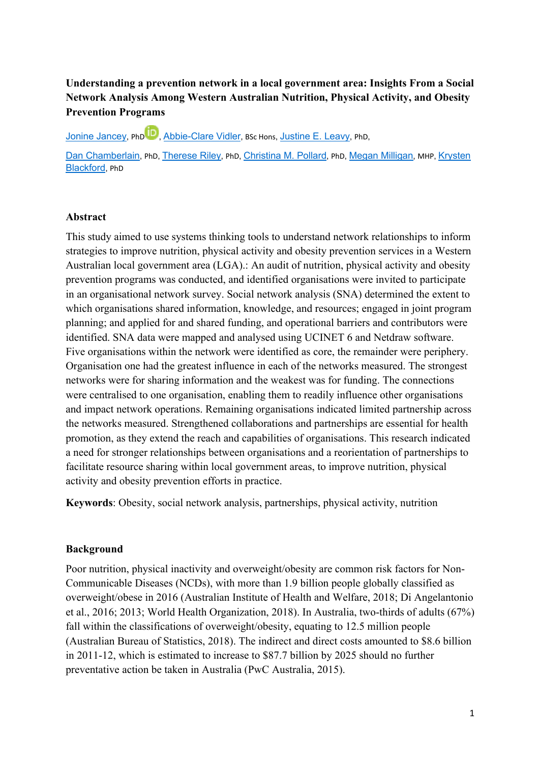# Understanding a prevention network in a local government area: Insights From a Social Network Analysis Among Western Australian Nutrition, Physical Activity, and Obesity Prevention Programs

Jonine Jancey, PhD, Abbie-Clare Vidler, BSc Hons, Justine E. Leavy, PhD,

Dan Chamberlain, PhD, Therese Riley, PhD, Christina M. Pollard, PhD, Megan Milligan, MHP, Krysten Blackford, PhD

## Abstract

This study aimed to use systems thinking tools to understand network relationships to inform strategies to improve nutrition, physical activity and obesity prevention services in a Western Australian local government area (LGA).: An audit of nutrition, physical activity and obesity prevention programs was conducted, and identified organisations were invited to participate in an organisational network survey. Social network analysis (SNA) determined the extent to which organisations shared information, knowledge, and resources; engaged in joint program planning; and applied for and shared funding, and operational barriers and contributors were identified. SNA data were mapped and analysed using UCINET 6 and Netdraw software. Five organisations within the network were identified as core, the remainder were periphery. Organisation one had the greatest influence in each of the networks measured. The strongest networks were for sharing information and the weakest was for funding. The connections were centralised to one organisation, enabling them to readily influence other organisations and impact network operations. Remaining organisations indicated limited partnership across the networks measured. Strengthened collaborations and partnerships are essential for health promotion, as they extend the reach and capabilities of organisations. This research indicated a need for stronger relationships between organisations and a reorientation of partnerships to facilitate resource sharing within local government areas, to improve nutrition, physical activity and obesity prevention efforts in practice.

**Keywords**: Obesity, social network analysis, partnerships, physical activity, nutrition

## Background

Poor nutrition, physical inactivity and overweight/obesity are common risk factors for Non-Communicable Diseases (NCDs), with more than 1.9 billion people globally classified as overweight/obese in 2016 (Australian Institute of Health and Welfare, 2018; Di Angelantonio et al., 2016; 2013; World Health Organization, 2018). In Australia, two-thirds of adults (67%) fall within the classifications of overweight/obesity, equating to 12.5 million people (Australian Bureau of Statistics, 2018). The indirect and direct costs amounted to $8.6 billion in 2011-12, which is estimated to increase to $87.7 billion by 2025 should no further preventative action be taken in Australia (PwC Australia, 2015).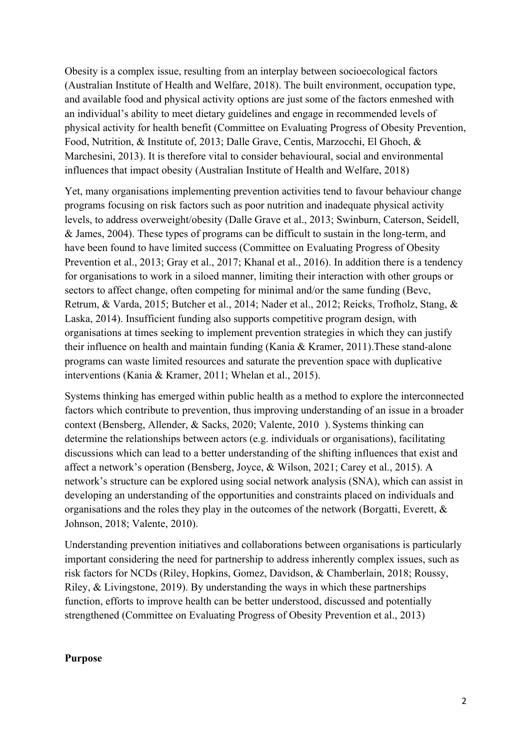Obesity is a complex issue, resulting from an interplay between socioecological factors (Australian Institute of Health and Welfare, 2018). The built environment, occupation type, and available food and physical activity options are just some of the factors enmeshed with an individual's ability to meet dietary guidelines and engage in recommended levels of physical activity for health benefit (Committee on Evaluating Progress of Obesity Prevention, Food, Nutrition, & Institute of, 2013; Dalle Grave, Centis, Marzocchi, El Ghoch, & Marchesini, 2013). It is therefore vital to consider behavioural, social and environmental influences that impact obesity (Australian Institute of Health and Welfare, 2018)

Yet, many organisations implementing prevention activities tend to favour behaviour change programs focusing on risk factors such as poor nutrition and inadequate physical activity levels, to address overweight/obesity (Dalle Grave et al., 2013; Swinburn, Caterson, Seidell, & James, 2004). These types of programs can be difficult to sustain in the long-term, and have been found to have limited success (Committee on Evaluating Progress of Obesity Prevention et al., 2013; Gray et al., 2017; Khanal et al., 2016). In addition there is a tendency for organisations to work in a siloed manner, limiting their interaction with other groups or sectors to affect change, often competing for minimal and/or the same funding (Bevc, Retrum, & Varda, 2015; Butcher et al., 2014; Nader et al., 2012; Reicks, Trofholz, Stang, & Laska, 2014). Insufficient funding also supports competitive program design, with organisations at times seeking to implement prevention strategies in which they can justify their influence on health and maintain funding (Kania & Kramer, 2011).These stand-alone programs can waste limited resources and saturate the prevention space with duplicative interventions (Kania & Kramer, 2011; Whelan et al., 2015).

Systems thinking has emerged within public health as a method to explore the interconnected factors which contribute to prevention, thus improving understanding of an issue in a broader context (Bensberg, Allender, & Sacks, 2020; Valente, 2010 ). Systems thinking can determine the relationships between actors (e.g. individuals or organisations), facilitating discussions which can lead to a better understanding of the shifting influences that exist and affect a network's operation (Bensberg, Joyce, & Wilson, 2021; Carey et al., 2015). A network's structure can be explored using social network analysis (SNA), which can assist in developing an understanding of the opportunities and constraints placed on individuals and organisations and the roles they play in the outcomes of the network (Borgatti, Everett, & Johnson, 2018; Valente, 2010).

Understanding prevention initiatives and collaborations between organisations is particularly important considering the need for partnership to address inherently complex issues, such as risk factors for NCDs (Riley, Hopkins, Gomez, Davidson, & Chamberlain, 2018; Roussy, Riley, & Livingstone, 2019). By understanding the ways in which these partnerships function, efforts to improve health can be better understood, discussed and potentially strengthened (Committee on Evaluating Progress of Obesity Prevention et al., 2013)

**Purpose**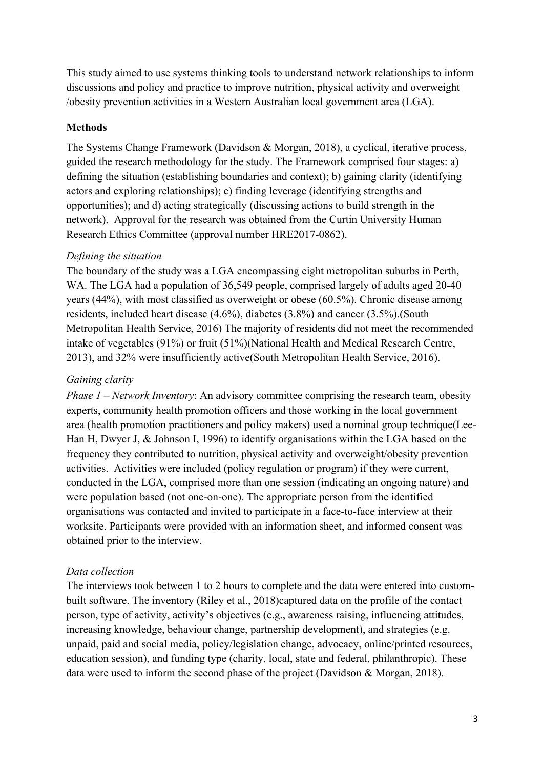This study aimed to use systems thinking tools to understand network relationships to inform discussions and policy and practice to improve nutrition, physical activity and overweight /obesity prevention activities in a Western Australian local government area (LGA).

## Methods

The Systems Change Framework (Davidson & Morgan, 2018), a cyclical, iterative process, guided the research methodology for the study. The Framework comprised four stages: a) defining the situation (establishing boundaries and context); b) gaining clarity (identifying actors and exploring relationships); c) finding leverage (identifying strengths and opportunities); and d) acting strategically (discussing actions to build strength in the network). Approval for the research was obtained from the Curtin University Human Research Ethics Committee (approval number HRE2017-0862).

### *Defining the situation*

The boundary of the study was a LGA encompassing eight metropolitan suburbs in Perth, WA. The LGA had a population of 36,549 people, comprised largely of adults aged 20-40 years (44%), with most classified as overweight or obese (60.5%). Chronic disease among residents, included heart disease (4.6%), diabetes (3.8%) and cancer (3.5%).(South Metropolitan Health Service, 2016) The majority of residents did not meet the recommended intake of vegetables (91%) or fruit (51%)(National Health and Medical Research Centre, 2013), and 32% were insufficiently active(South Metropolitan Health Service, 2016).

### *Gaining clarity*

*Phase 1 – Network Inventory*: An advisory committee comprising the research team, obesity experts, community health promotion officers and those working in the local government area (health promotion practitioners and policy makers) used a nominal group technique(Lee-Han H, Dwyer J, & Johnson I, 1996) to identify organisations within the LGA based on the frequency they contributed to nutrition, physical activity and overweight/obesity prevention activities. Activities were included (policy regulation or program) if they were current, conducted in the LGA, comprised more than one session (indicating an ongoing nature) and were population based (not one-on-one). The appropriate person from the identified organisations was contacted and invited to participate in a face-to-face interview at their worksite. Participants were provided with an information sheet, and informed consent was obtained prior to the interview.

### *Data collection*

The interviews took between 1 to 2 hours to complete and the data were entered into custom-built software. The inventory (Riley et al., 2018)captured data on the profile of the contact person, type of activity, activity's objectives (e.g., awareness raising, influencing attitudes, increasing knowledge, behaviour change, partnership development), and strategies (e.g. unpaid, paid and social media, policy/legislation change, advocacy, online/printed resources, education session), and funding type (charity, local, state and federal, philanthropic). These data were used to inform the second phase of the project (Davidson & Morgan, 2018).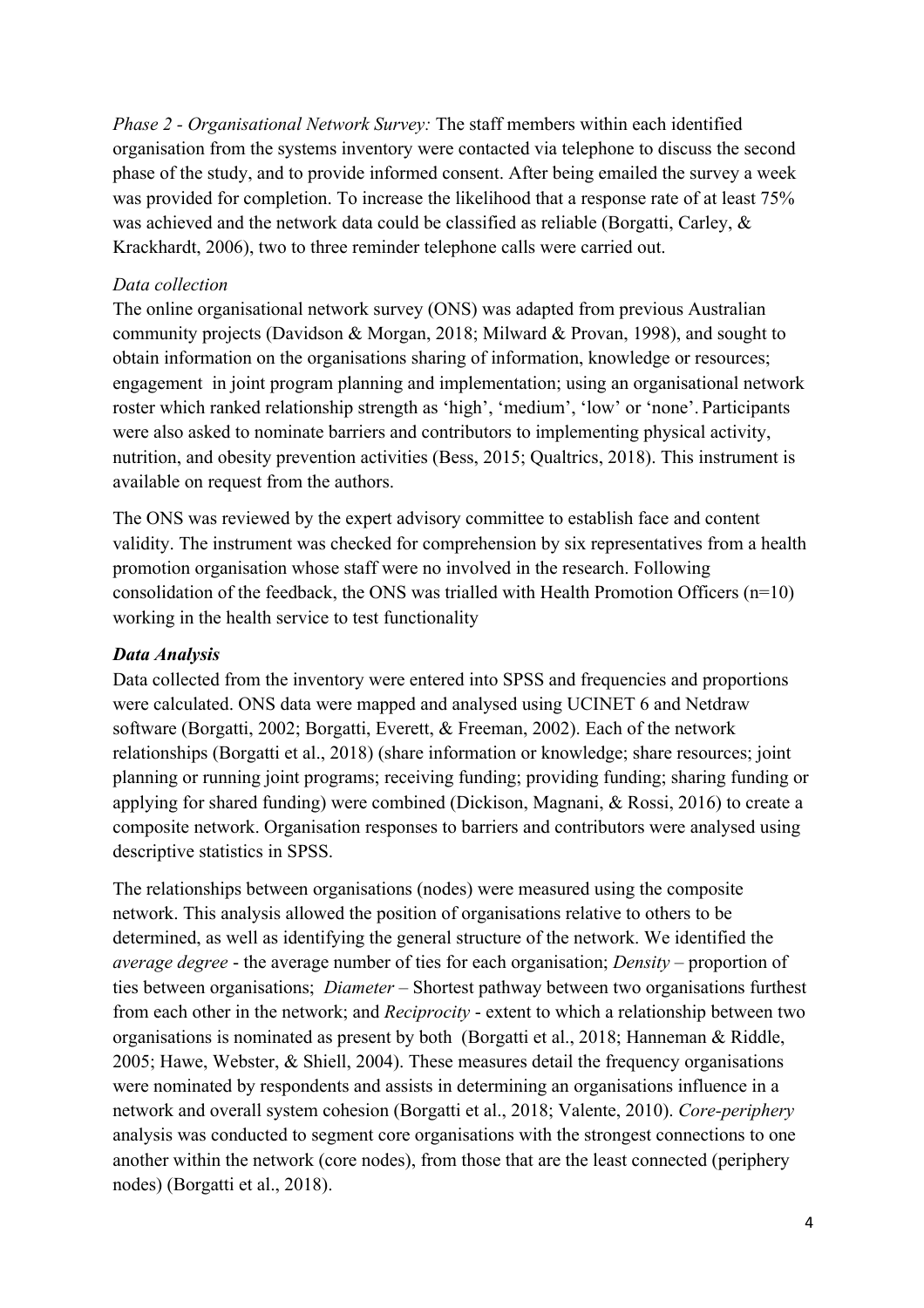*Phase 2 - Organisational Network Survey:* The staff members within each identified organisation from the systems inventory were contacted via telephone to discuss the second phase of the study, and to provide informed consent. After being emailed the survey a week was provided for completion. To increase the likelihood that a response rate of at least 75% was achieved and the network data could be classified as reliable (Borgatti, Carley, & Krackhardt, 2006), two to three reminder telephone calls were carried out.

*Data collection*

The online organisational network survey (ONS) was adapted from previous Australian community projects (Davidson & Morgan, 2018; Milward & Provan, 1998), and sought to obtain information on the organisations sharing of information, knowledge or resources; engagement in joint program planning and implementation; using an organisational network roster which ranked relationship strength as 'high', 'medium', 'low' or 'none'. Participants were also asked to nominate barriers and contributors to implementing physical activity, nutrition, and obesity prevention activities (Bess, 2015; Qualtrics, 2018). This instrument is available on request from the authors.

The ONS was reviewed by the expert advisory committee to establish face and content validity. The instrument was checked for comprehension by six representatives from a health promotion organisation whose staff were no involved in the research. Following consolidation of the feedback, the ONS was trialled with Health Promotion Officers (n=10) working in the health service to test functionality

***Data Analysis***

Data collected from the inventory were entered into SPSS and frequencies and proportions were calculated. ONS data were mapped and analysed using UCINET 6 and Netdraw software (Borgatti, 2002; Borgatti, Everett, & Freeman, 2002). Each of the network relationships (Borgatti et al., 2018) (share information or knowledge; share resources; joint planning or running joint programs; receiving funding; providing funding; sharing funding or applying for shared funding) were combined (Dickison, Magnani, & Rossi, 2016) to create a composite network. Organisation responses to barriers and contributors were analysed using descriptive statistics in SPSS.

The relationships between organisations (nodes) were measured using the composite network. This analysis allowed the position of organisations relative to others to be determined, as well as identifying the general structure of the network. We identified the *average degree* - the average number of ties for each organisation; *Density* – proportion of ties between organisations; *Diameter* – Shortest pathway between two organisations furthest from each other in the network; and *Reciprocity* - extent to which a relationship between two organisations is nominated as present by both (Borgatti et al., 2018; Hanneman & Riddle, 2005; Hawe, Webster, & Shiell, 2004). These measures detail the frequency organisations were nominated by respondents and assists in determining an organisations influence in a network and overall system cohesion (Borgatti et al., 2018; Valente, 2010). *Core-periphery* analysis was conducted to segment core organisations with the strongest connections to one another within the network (core nodes), from those that are the least connected (periphery nodes) (Borgatti et al., 2018).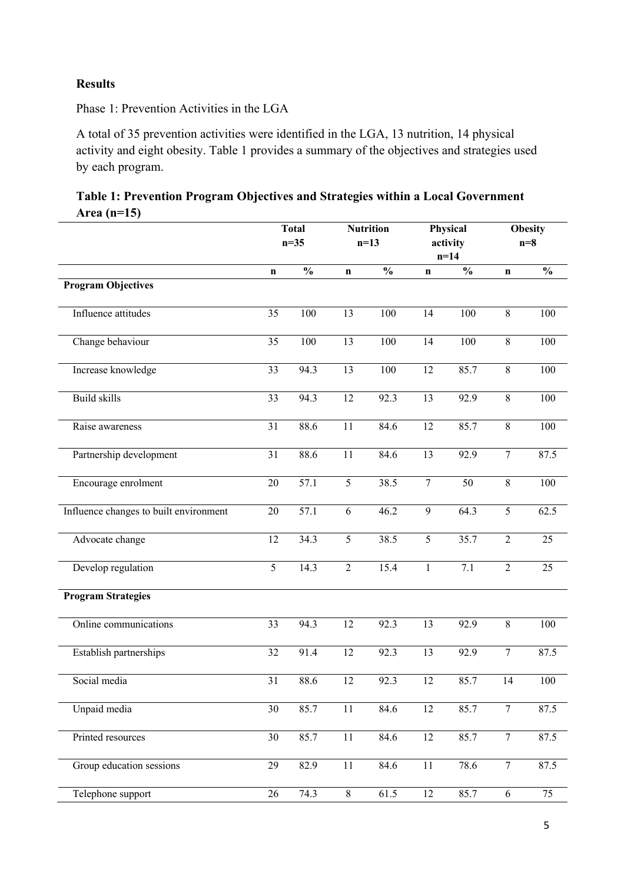**Results**

Phase 1: Prevention Activities in the LGA

A total of 35 prevention activities were identified in the LGA, 13 nutrition, 14 physical activity and eight obesity. Table 1 provides a summary of the objectives and strategies used by each program.

**Table 1: Prevention Program Objectives and Strategies within a Local Government Area (n=15)**

| | Total n=35 | | Nutrition n=13 | | Physical activity n=14 | | Obesity n=8 | |
|---|---|---|---|---|---|---|---|---|
| | n | % | n | % | n | % | n | % |
| **Program Objectives** | | | | | | | | |
| Influence attitudes | 35 | 100 | 13 | 100 | 14 | 100 | 8 | 100 |
| Change behaviour | 35 | 100 | 13 | 100 | 14 | 100 | 8 | 100 |
| Increase knowledge | 33 | 94.3 | 13 | 100 | 12 | 85.7 | 8 | 100 |
| Build skills | 33 | 94.3 | 12 | 92.3 | 13 | 92.9 | 8 | 100 |
| Raise awareness | 31 | 88.6 | 11 | 84.6 | 12 | 85.7 | 8 | 100 |
| Partnership development | 31 | 88.6 | 11 | 84.6 | 13 | 92.9 | 7 | 87.5 |
| Encourage enrolment | 20 | 57.1 | 5 | 38.5 | 7 | 50 | 8 | 100 |
| Influence changes to built environment | 20 | 57.1 | 6 | 46.2 | 9 | 64.3 | 5 | 62.5 |
| Advocate change | 12 | 34.3 | 5 | 38.5 | 5 | 35.7 | 2 | 25 |
| Develop regulation | 5 | 14.3 | 2 | 15.4 | 1 | 7.1 | 2 | 25 |
| **Program Strategies** | | | | | | | | |
| Online communications | 33 | 94.3 | 12 | 92.3 | 13 | 92.9 | 8 | 100 |
| Establish partnerships | 32 | 91.4 | 12 | 92.3 | 13 | 92.9 | 7 | 87.5 |
| Social media | 31 | 88.6 | 12 | 92.3 | 12 | 85.7 | 14 | 100 |
| Unpaid media | 30 | 85.7 | 11 | 84.6 | 12 | 85.7 | 7 | 87.5 |
| Printed resources | 30 | 85.7 | 11 | 84.6 | 12 | 85.7 | 7 | 87.5 |
| Group education sessions | 29 | 82.9 | 11 | 84.6 | 11 | 78.6 | 7 | 87.5 |
| Telephone support | 26 | 74.3 | 8 | 61.5 | 12 | 85.7 | 6 | 75 |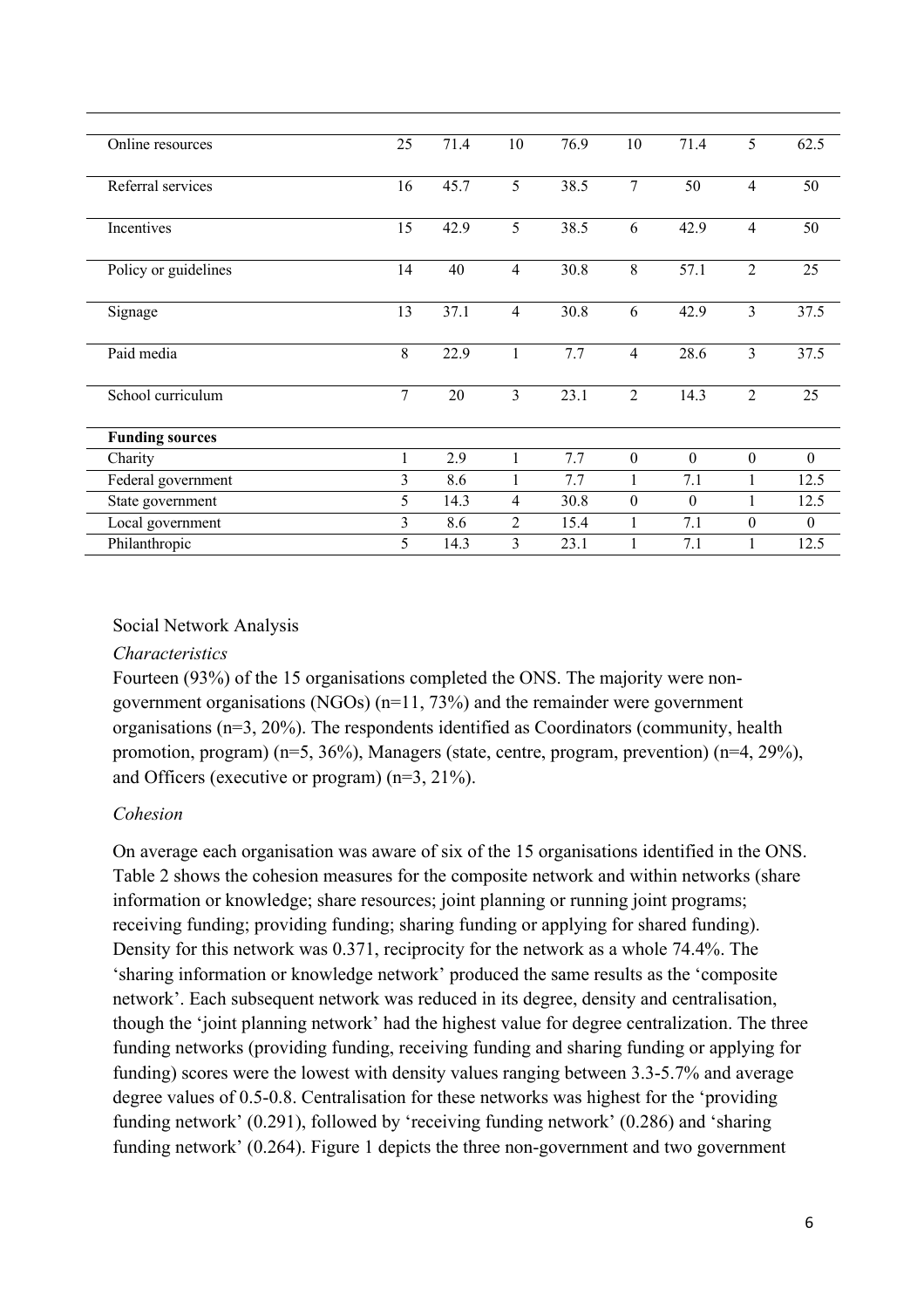| | | | | | | | | |
|---|---|---|---|---|---|---|---|---|
| Online resources | 25 | 71.4 | 10 | 76.9 | 10 | 71.4 | 5 | 62.5 |
| Referral services | 16 | 45.7 | 5 | 38.5 | 7 | 50 | 4 | 50 |
| Incentives | 15 | 42.9 | 5 | 38.5 | 6 | 42.9 | 4 | 50 |
| Policy or guidelines | 14 | 40 | 4 | 30.8 | 8 | 57.1 | 2 | 25 |
| Signage | 13 | 37.1 | 4 | 30.8 | 6 | 42.9 | 3 | 37.5 |
| Paid media | 8 | 22.9 | 1 | 7.7 | 4 | 28.6 | 3 | 37.5 |
| School curriculum | 7 | 20 | 3 | 23.1 | 2 | 14.3 | 2 | 25 |
| **Funding sources** | | | | | | | | |
| Charity | 1 | 2.9 | 1 | 7.7 | 0 | 0 | 0 | 0 |
| Federal government | 3 | 8.6 | 1 | 7.7 | 1 | 7.1 | 1 | 12.5 |
| State government | 5 | 14.3 | 4 | 30.8 | 0 | 0 | 1 | 12.5 |
| Local government | 3 | 8.6 | 2 | 15.4 | 1 | 7.1 | 0 | 0 |
| Philanthropic | 5 | 14.3 | 3 | 23.1 | 1 | 7.1 | 1 | 12.5 |

## Social Network Analysis

### *Characteristics*

Fourteen (93%) of the 15 organisations completed the ONS. The majority were non-government organisations (NGOs) (n=11, 73%) and the remainder were government organisations (n=3, 20%). The respondents identified as Coordinators (community, health promotion, program) (n=5, 36%), Managers (state, centre, program, prevention) (n=4, 29%), and Officers (executive or program) (n=3, 21%).

### *Cohesion*

On average each organisation was aware of six of the 15 organisations identified in the ONS. Table 2 shows the cohesion measures for the composite network and within networks (share information or knowledge; share resources; joint planning or running joint programs; receiving funding; providing funding; sharing funding or applying for shared funding). Density for this network was 0.371, reciprocity for the network as a whole 74.4%. The 'sharing information or knowledge network' produced the same results as the 'composite network'. Each subsequent network was reduced in its degree, density and centralisation, though the 'joint planning network' had the highest value for degree centralization. The three funding networks (providing funding, receiving funding and sharing funding or applying for funding) scores were the lowest with density values ranging between 3.3-5.7% and average degree values of 0.5-0.8. Centralisation for these networks was highest for the 'providing funding network' (0.291), followed by 'receiving funding network' (0.286) and 'sharing funding network' (0.264). Figure 1 depicts the three non-government and two government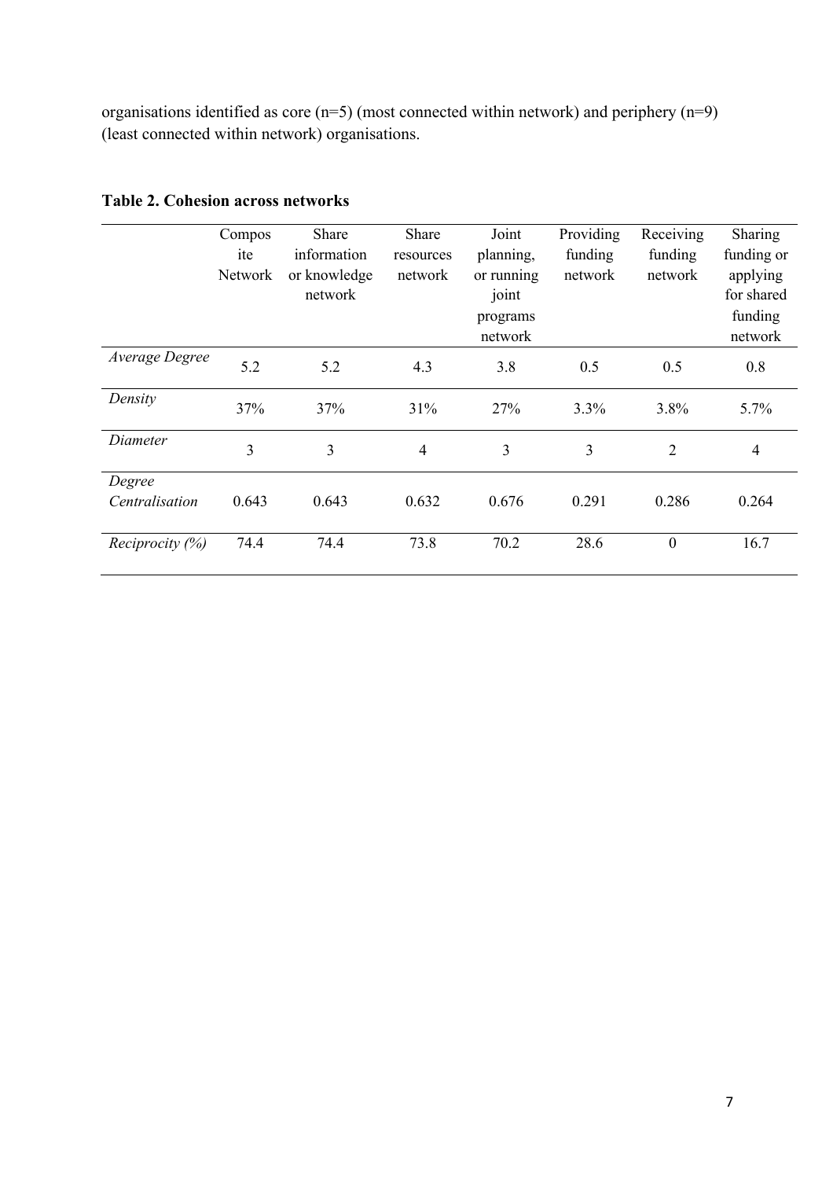organisations identified as core (n=5) (most connected within network) and periphery (n=9) (least connected within network) organisations.

**Table 2. Cohesion across networks**

| | Composite Network | Share information or knowledge network | Share resources network | Joint planning, or running joint programs network | Providing funding network | Receiving funding network | Sharing funding or applying for shared funding network |
|---|---|---|---|---|---|---|---|
| *Average Degree* | 5.2 | 5.2 | 4.3 | 3.8 | 0.5 | 0.5 | 0.8 |
| *Density* | 37% | 37% | 31% | 27% | 3.3% | 3.8% | 5.7% |
| *Diameter* | 3 | 3 | 4 | 3 | 3 | 2 | 4 |
| *Degree Centralisation* | 0.643 | 0.643 | 0.632 | 0.676 | 0.291 | 0.286 | 0.264 |
| *Reciprocity (%)* | 74.4 | 74.4 | 73.8 | 70.2 | 28.6 | 0 | 16.7 |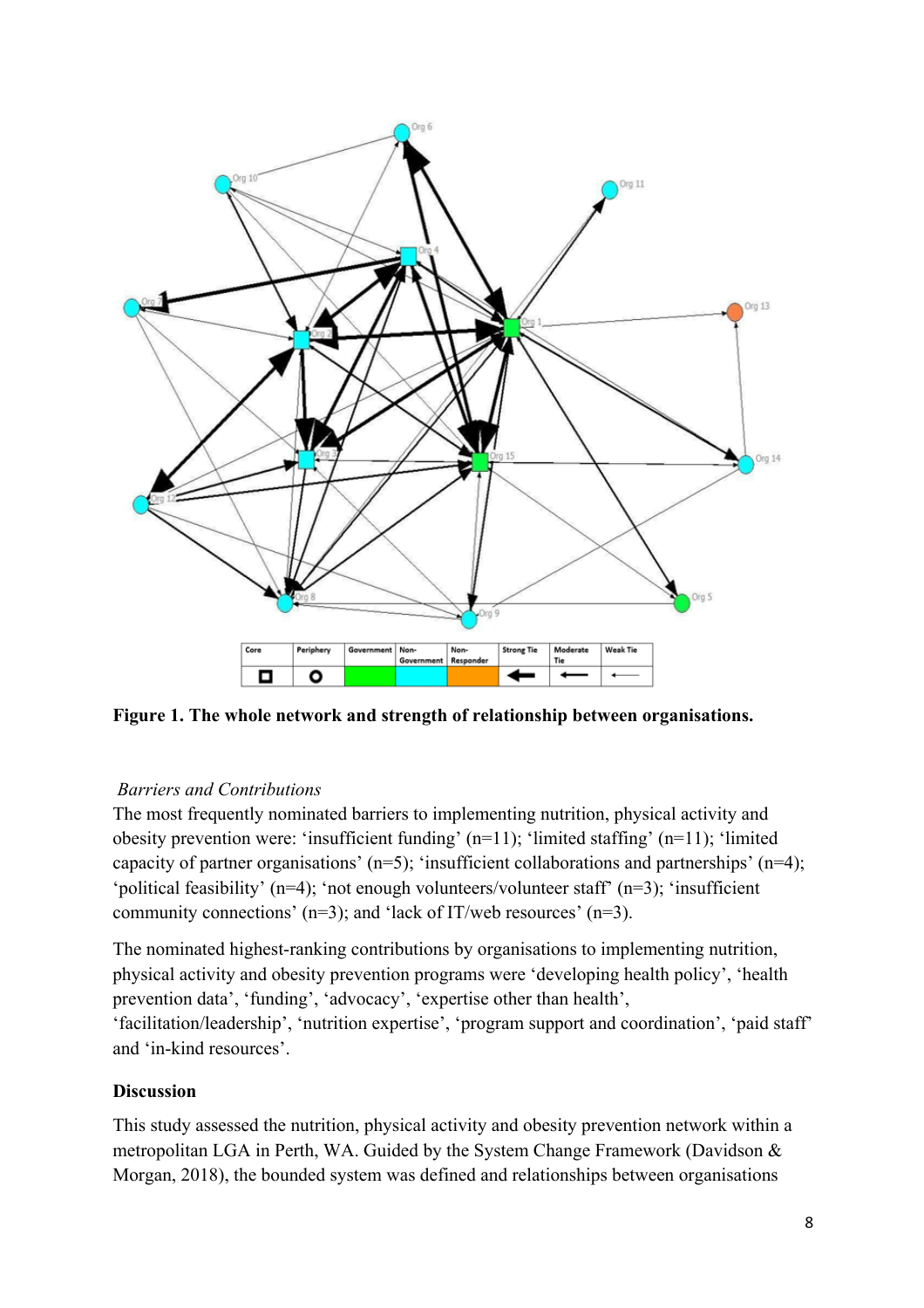Figure 1. The whole network and strength of relationship between organisations.

*Barriers and Contributions*

The most frequently nominated barriers to implementing nutrition, physical activity and obesity prevention were: 'insufficient funding' (n=11); 'limited staffing' (n=11); 'limited capacity of partner organisations' (n=5); 'insufficient collaborations and partnerships' (n=4); 'political feasibility' (n=4); 'not enough volunteers/volunteer staff' (n=3); 'insufficient community connections' (n=3); and 'lack of IT/web resources' (n=3).

The nominated highest-ranking contributions by organisations to implementing nutrition, physical activity and obesity prevention programs were 'developing health policy', 'health prevention data', 'funding', 'advocacy', 'expertise other than health', 'facilitation/leadership', 'nutrition expertise', 'program support and coordination', 'paid staff' and 'in-kind resources'.

**Discussion**

This study assessed the nutrition, physical activity and obesity prevention network within a metropolitan LGA in Perth, WA. Guided by the System Change Framework (Davidson & Morgan, 2018), the bounded system was defined and relationships between organisations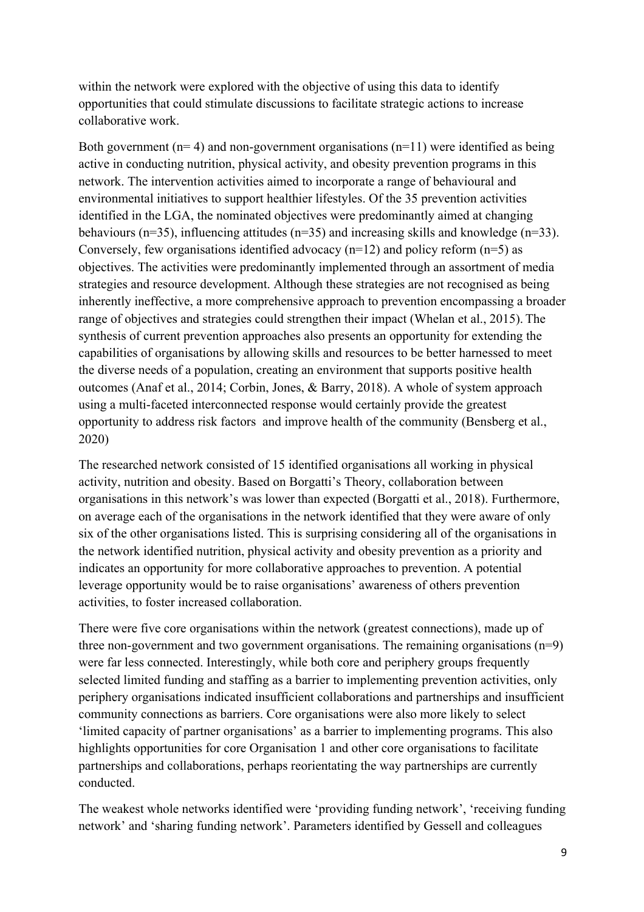within the network were explored with the objective of using this data to identify opportunities that could stimulate discussions to facilitate strategic actions to increase collaborative work.

Both government (n= 4) and non-government organisations (n=11) were identified as being active in conducting nutrition, physical activity, and obesity prevention programs in this network. The intervention activities aimed to incorporate a range of behavioural and environmental initiatives to support healthier lifestyles. Of the 35 prevention activities identified in the LGA, the nominated objectives were predominantly aimed at changing behaviours (n=35), influencing attitudes (n=35) and increasing skills and knowledge (n=33). Conversely, few organisations identified advocacy (n=12) and policy reform (n=5) as objectives. The activities were predominantly implemented through an assortment of media strategies and resource development. Although these strategies are not recognised as being inherently ineffective, a more comprehensive approach to prevention encompassing a broader range of objectives and strategies could strengthen their impact (Whelan et al., 2015). The synthesis of current prevention approaches also presents an opportunity for extending the capabilities of organisations by allowing skills and resources to be better harnessed to meet the diverse needs of a population, creating an environment that supports positive health outcomes (Anaf et al., 2014; Corbin, Jones, & Barry, 2018). A whole of system approach using a multi-faceted interconnected response would certainly provide the greatest opportunity to address risk factors and improve health of the community (Bensberg et al., 2020)

The researched network consisted of 15 identified organisations all working in physical activity, nutrition and obesity. Based on Borgatti's Theory, collaboration between organisations in this network's was lower than expected (Borgatti et al., 2018). Furthermore, on average each of the organisations in the network identified that they were aware of only six of the other organisations listed. This is surprising considering all of the organisations in the network identified nutrition, physical activity and obesity prevention as a priority and indicates an opportunity for more collaborative approaches to prevention. A potential leverage opportunity would be to raise organisations' awareness of others prevention activities, to foster increased collaboration.

There were five core organisations within the network (greatest connections), made up of three non-government and two government organisations. The remaining organisations (n=9) were far less connected. Interestingly, while both core and periphery groups frequently selected limited funding and staffing as a barrier to implementing prevention activities, only periphery organisations indicated insufficient collaborations and partnerships and insufficient community connections as barriers. Core organisations were also more likely to select 'limited capacity of partner organisations' as a barrier to implementing programs. This also highlights opportunities for core Organisation 1 and other core organisations to facilitate partnerships and collaborations, perhaps reorientating the way partnerships are currently conducted.

The weakest whole networks identified were 'providing funding network', 'receiving funding network' and 'sharing funding network'. Parameters identified by Gessell and colleagues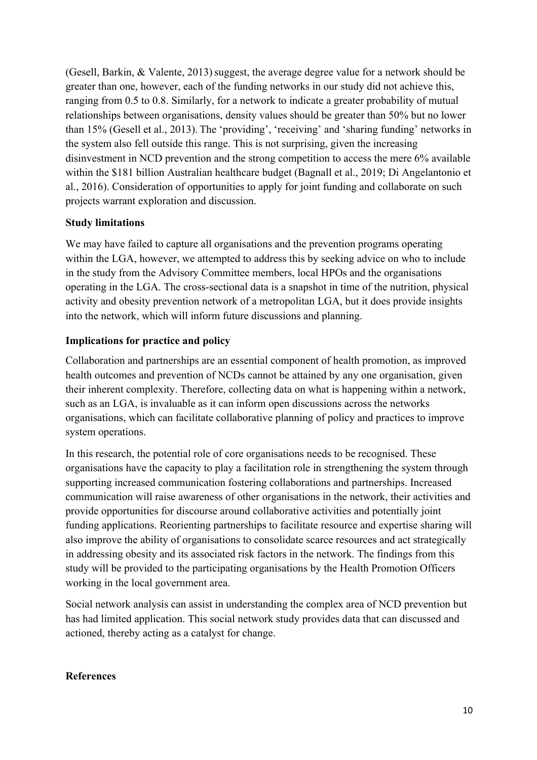(Gesell, Barkin, & Valente, 2013) suggest, the average degree value for a network should be greater than one, however, each of the funding networks in our study did not achieve this, ranging from 0.5 to 0.8. Similarly, for a network to indicate a greater probability of mutual relationships between organisations, density values should be greater than 50% but no lower than 15% (Gesell et al., 2013). The 'providing', 'receiving' and 'sharing funding' networks in the system also fell outside this range. This is not surprising, given the increasing disinvestment in NCD prevention and the strong competition to access the mere 6% available within the $181 billion Australian healthcare budget (Bagnall et al., 2019; Di Angelantonio et al., 2016). Consideration of opportunities to apply for joint funding and collaborate on such projects warrant exploration and discussion.

**Study limitations**

We may have failed to capture all organisations and the prevention programs operating within the LGA, however, we attempted to address this by seeking advice on who to include in the study from the Advisory Committee members, local HPOs and the organisations operating in the LGA. The cross-sectional data is a snapshot in time of the nutrition, physical activity and obesity prevention network of a metropolitan LGA, but it does provide insights into the network, which will inform future discussions and planning.

**Implications for practice and policy**

Collaboration and partnerships are an essential component of health promotion, as improved health outcomes and prevention of NCDs cannot be attained by any one organisation, given their inherent complexity. Therefore, collecting data on what is happening within a network, such as an LGA, is invaluable as it can inform open discussions across the networks organisations, which can facilitate collaborative planning of policy and practices to improve system operations.

In this research, the potential role of core organisations needs to be recognised. These organisations have the capacity to play a facilitation role in strengthening the system through supporting increased communication fostering collaborations and partnerships. Increased communication will raise awareness of other organisations in the network, their activities and provide opportunities for discourse around collaborative activities and potentially joint funding applications. Reorienting partnerships to facilitate resource and expertise sharing will also improve the ability of organisations to consolidate scarce resources and act strategically in addressing obesity and its associated risk factors in the network. The findings from this study will be provided to the participating organisations by the Health Promotion Officers working in the local government area.

Social network analysis can assist in understanding the complex area of NCD prevention but has had limited application. This social network study provides data that can discussed and actioned, thereby acting as a catalyst for change.

**References**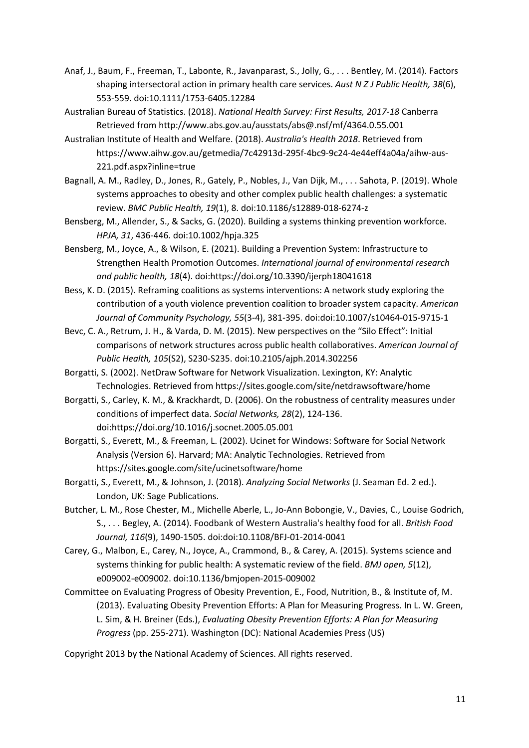Anaf, J., Baum, F., Freeman, T., Labonte, R., Javanparast, S., Jolly, G., . . . Bentley, M. (2014). Factors shaping intersectoral action in primary health care services. *Aust N Z J Public Health, 38*(6), 553-559. doi:10.1111/1753-6405.12284

Australian Bureau of Statistics. (2018). *National Health Survey: First Results, 2017-18* Canberra Retrieved from http://www.abs.gov.au/ausstats/abs@.nsf/mf/4364.0.55.001

Australian Institute of Health and Welfare. (2018). *Australia's Health 2018*. Retrieved from https://www.aihw.gov.au/getmedia/7c42913d-295f-4bc9-9c24-4e44eff4a04a/aihw-aus-221.pdf.aspx?inline=true

Bagnall, A. M., Radley, D., Jones, R., Gately, P., Nobles, J., Van Dijk, M., . . . Sahota, P. (2019). Whole systems approaches to obesity and other complex public health challenges: a systematic review. *BMC Public Health, 19*(1), 8. doi:10.1186/s12889-018-6274-z

Bensberg, M., Allender, S., & Sacks, G. (2020). Building a systems thinking prevention workforce. *HPJA, 31*, 436-446. doi:10.1002/hpja.325

Bensberg, M., Joyce, A., & Wilson, E. (2021). Building a Prevention System: Infrastructure to Strengthen Health Promotion Outcomes. *International journal of environmental research and public health, 18*(4). doi:https://doi.org/10.3390/ijerph18041618

Bess, K. D. (2015). Reframing coalitions as systems interventions: A network study exploring the contribution of a youth violence prevention coalition to broader system capacity. *American Journal of Community Psychology, 55*(3-4), 381-395. doi:doi:10.1007/s10464-015-9715-1

Bevc, C. A., Retrum, J. H., & Varda, D. M. (2015). New perspectives on the "Silo Effect": Initial comparisons of network structures across public health collaboratives. *American Journal of Public Health, 105*(S2), S230-S235. doi:10.2105/ajph.2014.302256

Borgatti, S. (2002). NetDraw Software for Network Visualization. Lexington, KY: Analytic Technologies. Retrieved from https://sites.google.com/site/netdrawsoftware/home

Borgatti, S., Carley, K. M., & Krackhardt, D. (2006). On the robustness of centrality measures under conditions of imperfect data. *Social Networks, 28*(2), 124-136. doi:https://doi.org/10.1016/j.socnet.2005.05.001

Borgatti, S., Everett, M., & Freeman, L. (2002). Ucinet for Windows: Software for Social Network Analysis (Version 6). Harvard; MA: Analytic Technologies. Retrieved from https://sites.google.com/site/ucinetsoftware/home

Borgatti, S., Everett, M., & Johnson, J. (2018). *Analyzing Social Networks* (J. Seaman Ed. 2 ed.). London, UK: Sage Publications.

Butcher, L. M., Rose Chester, M., Michelle Aberle, L., Jo-Ann Bobongie, V., Davies, C., Louise Godrich, S., . . . Begley, A. (2014). Foodbank of Western Australia's healthy food for all. *British Food Journal, 116*(9), 1490-1505. doi:doi:10.1108/BFJ-01-2014-0041

Carey, G., Malbon, E., Carey, N., Joyce, A., Crammond, B., & Carey, A. (2015). Systems science and systems thinking for public health: A systematic review of the field. *BMJ open, 5*(12), e009002-e009002. doi:10.1136/bmjopen-2015-009002

Committee on Evaluating Progress of Obesity Prevention, E., Food, Nutrition, B., & Institute of, M. (2013). Evaluating Obesity Prevention Efforts: A Plan for Measuring Progress. In L. W. Green, L. Sim, & H. Breiner (Eds.), *Evaluating Obesity Prevention Efforts: A Plan for Measuring Progress* (pp. 255-271). Washington (DC): National Academies Press (US)

Copyright 2013 by the National Academy of Sciences. All rights reserved.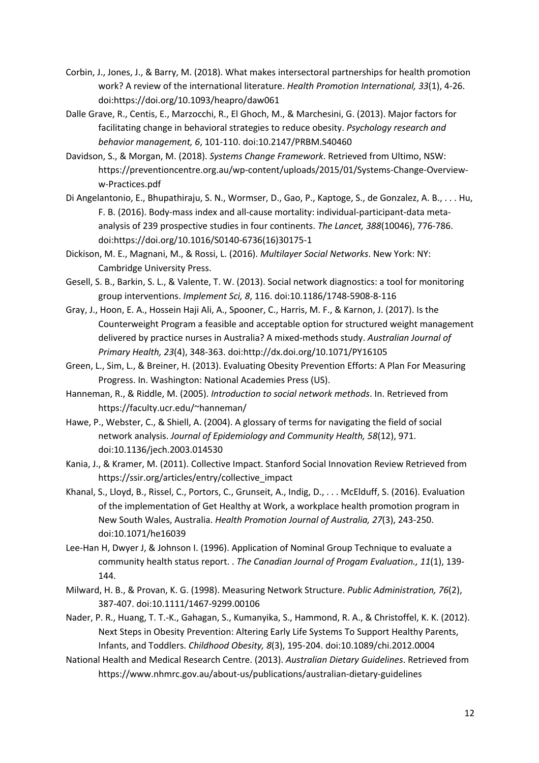Corbin, J., Jones, J., & Barry, M. (2018). What makes intersectoral partnerships for health promotion work? A review of the international literature. *Health Promotion International, 33*(1), 4-26. doi:https://doi.org/10.1093/heapro/daw061

Dalle Grave, R., Centis, E., Marzocchi, R., El Ghoch, M., & Marchesini, G. (2013). Major factors for facilitating change in behavioral strategies to reduce obesity. *Psychology research and behavior management, 6*, 101-110. doi:10.2147/PRBM.S40460

Davidson, S., & Morgan, M. (2018). *Systems Change Framework*. Retrieved from Ultimo, NSW: https://preventioncentre.org.au/wp-content/uploads/2015/01/Systems-Change-Overview-w-Practices.pdf

Di Angelantonio, E., Bhupathiraju, S. N., Wormser, D., Gao, P., Kaptoge, S., de Gonzalez, A. B., . . . Hu, F. B. (2016). Body-mass index and all-cause mortality: individual-participant-data meta-analysis of 239 prospective studies in four continents. *The Lancet, 388*(10046), 776-786. doi:https://doi.org/10.1016/S0140-6736(16)30175-1

Dickison, M. E., Magnani, M., & Rossi, L. (2016). *Multilayer Social Networks*. New York: NY: Cambridge University Press.

Gesell, S. B., Barkin, S. L., & Valente, T. W. (2013). Social network diagnostics: a tool for monitoring group interventions. *Implement Sci, 8*, 116. doi:10.1186/1748-5908-8-116

Gray, J., Hoon, E. A., Hossein Haji Ali, A., Spooner, C., Harris, M. F., & Karnon, J. (2017). Is the Counterweight Program a feasible and acceptable option for structured weight management delivered by practice nurses in Australia? A mixed-methods study. *Australian Journal of Primary Health, 23*(4), 348-363. doi:http://dx.doi.org/10.1071/PY16105

Green, L., Sim, L., & Breiner, H. (2013). Evaluating Obesity Prevention Efforts: A Plan For Measuring Progress. In. Washington: National Academies Press (US).

Hanneman, R., & Riddle, M. (2005). *Introduction to social network methods*. In. Retrieved from https://faculty.ucr.edu/~hanneman/

Hawe, P., Webster, C., & Shiell, A. (2004). A glossary of terms for navigating the field of social network analysis. *Journal of Epidemiology and Community Health, 58*(12), 971. doi:10.1136/jech.2003.014530

Kania, J., & Kramer, M. (2011). Collective Impact. Stanford Social Innovation Review Retrieved from https://ssir.org/articles/entry/collective_impact

Khanal, S., Lloyd, B., Rissel, C., Portors, C., Grunseit, A., Indig, D., . . . McElduff, S. (2016). Evaluation of the implementation of Get Healthy at Work, a workplace health promotion program in New South Wales, Australia. *Health Promotion Journal of Australia, 27*(3), 243-250. doi:10.1071/he16039

Lee-Han H, Dwyer J, & Johnson I. (1996). Application of Nominal Group Technique to evaluate a community health status report. . *The Canadian Journal of Progam Evaluation., 11*(1), 139-144.

Milward, H. B., & Provan, K. G. (1998). Measuring Network Structure. *Public Administration, 76*(2), 387-407. doi:10.1111/1467-9299.00106

Nader, P. R., Huang, T. T.-K., Gahagan, S., Kumanyika, S., Hammond, R. A., & Christoffel, K. K. (2012). Next Steps in Obesity Prevention: Altering Early Life Systems To Support Healthy Parents, Infants, and Toddlers. *Childhood Obesity, 8*(3), 195-204. doi:10.1089/chi.2012.0004

National Health and Medical Research Centre. (2013). *Australian Dietary Guidelines*. Retrieved from https://www.nhmrc.gov.au/about-us/publications/australian-dietary-guidelines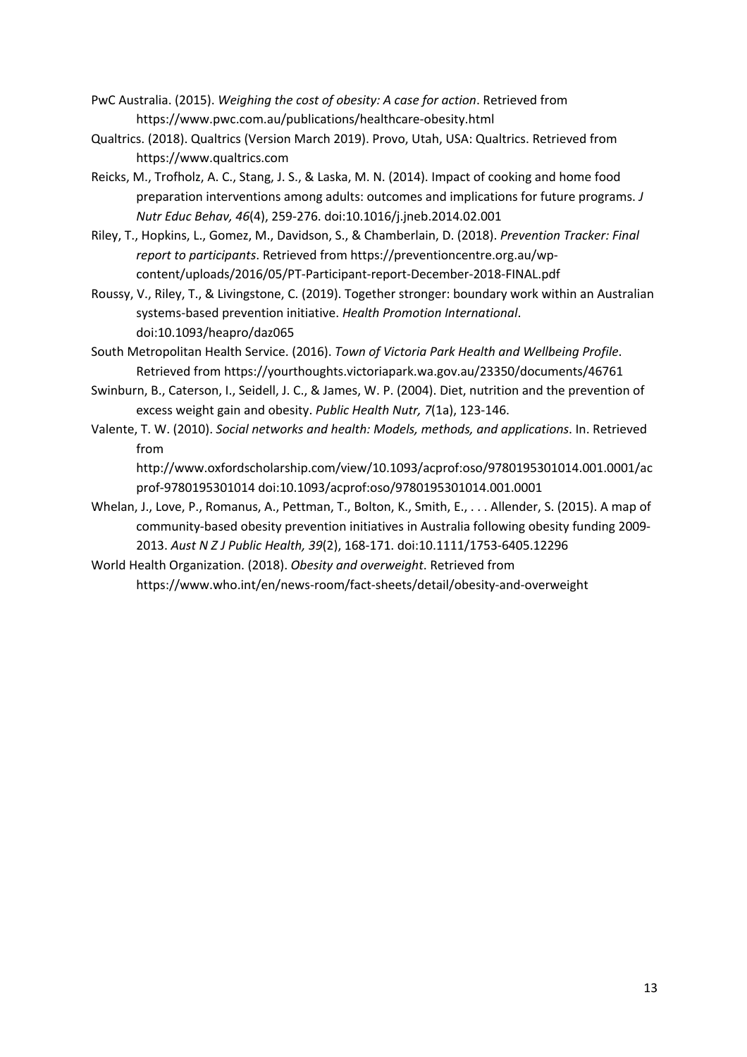PwC Australia. (2015). *Weighing the cost of obesity: A case for action*. Retrieved from https://www.pwc.com.au/publications/healthcare-obesity.html

Qualtrics. (2018). Qualtrics (Version March 2019). Provo, Utah, USA: Qualtrics. Retrieved from https://www.qualtrics.com

Reicks, M., Trofholz, A. C., Stang, J. S., & Laska, M. N. (2014). Impact of cooking and home food preparation interventions among adults: outcomes and implications for future programs. *J Nutr Educ Behav, 46*(4), 259-276. doi:10.1016/j.jneb.2014.02.001

Riley, T., Hopkins, L., Gomez, M., Davidson, S., & Chamberlain, D. (2018). *Prevention Tracker: Final report to participants*. Retrieved from https://preventioncentre.org.au/wp-content/uploads/2016/05/PT-Participant-report-December-2018-FINAL.pdf

Roussy, V., Riley, T., & Livingstone, C. (2019). Together stronger: boundary work within an Australian systems-based prevention initiative. *Health Promotion International*. doi:10.1093/heapro/daz065

South Metropolitan Health Service. (2016). *Town of Victoria Park Health and Wellbeing Profile*. Retrieved from https://yourthoughts.victoriapark.wa.gov.au/23350/documents/46761

Swinburn, B., Caterson, I., Seidell, J. C., & James, W. P. (2004). Diet, nutrition and the prevention of excess weight gain and obesity. *Public Health Nutr, 7*(1a), 123-146.

Valente, T. W. (2010). *Social networks and health: Models, methods, and applications*. In. Retrieved from http://www.oxfordscholarship.com/view/10.1093/acprof:oso/9780195301014.001.0001/acprof-9780195301014 doi:10.1093/acprof:oso/9780195301014.001.0001

Whelan, J., Love, P., Romanus, A., Pettman, T., Bolton, K., Smith, E., . . . Allender, S. (2015). A map of community-based obesity prevention initiatives in Australia following obesity funding 2009-2013. *Aust N Z J Public Health, 39*(2), 168-171. doi:10.1111/1753-6405.12296

World Health Organization. (2018). *Obesity and overweight*. Retrieved from https://www.who.int/en/news-room/fact-sheets/detail/obesity-and-overweight